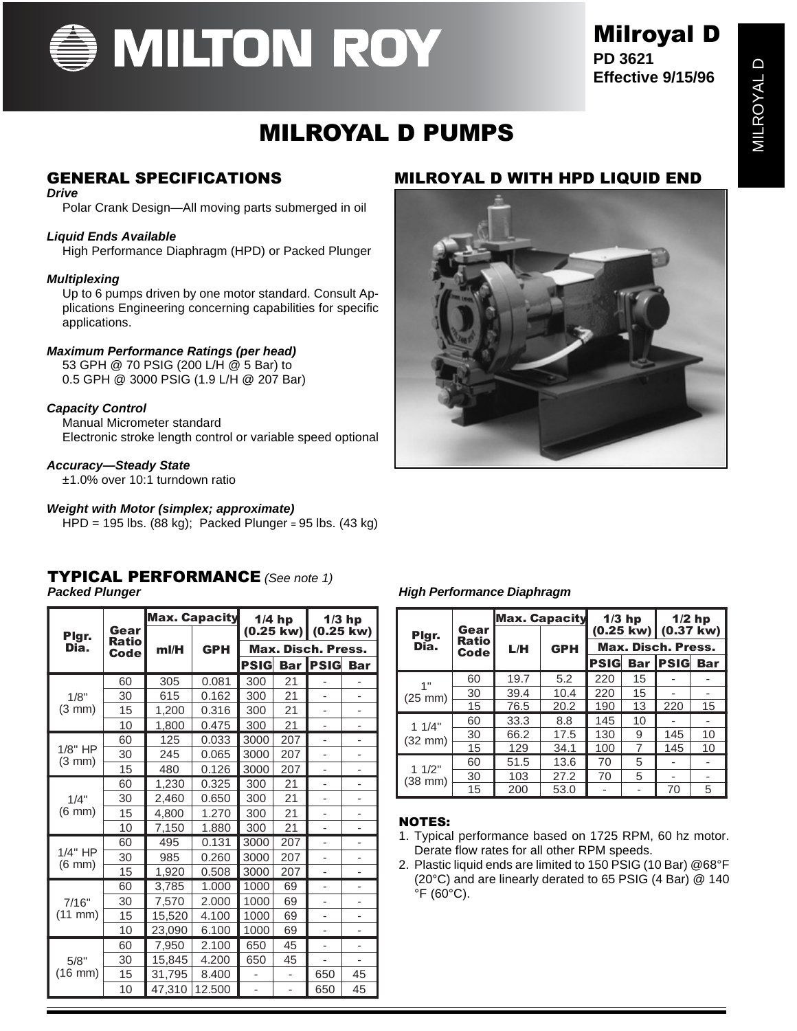# MILTON ROY

## Milroyal D

**PD 3621**
**Effective 9/15/96**

# MILROYAL D PUMPS

## GENERAL SPECIFICATIONS

***Drive***
Polar Crank Design—All moving parts submerged in oil

***Liquid Ends Available***
High Performance Diaphragm (HPD) or Packed Plunger

***Multiplexing***
Up to 6 pumps driven by one motor standard. Consult Applications Engineering concerning capabilities for specific applications.

***Maximum Performance Ratings (per head)***
53 GPH @ 70 PSIG (200 L/H @ 5 Bar) to
0.5 GPH @ 3000 PSIG (1.9 L/H @ 207 Bar)

***Capacity Control***
Manual Micrometer standard
Electronic stroke length control or variable speed optional

***Accuracy—Steady State***
±1.0% over 10:1 turndown ratio

***Weight with Motor (simplex; approximate)***
HPD = 195 lbs. (88 kg); Packed Plunger = 95 lbs. (43 kg)

## MILROYAL D WITH HPD LIQUID END

## TYPICAL PERFORMANCE *(See note 1)*

***Packed Plunger***

| Plgr. Dia. | Gear Ratio Code | Max. Capacity | | 1/4 hp (0.25 kw) | | 1/3 hp (0.25 kw) | |
|---|---|---|---|---|---|---|---|
| | | ml/H | GPH | Max. Disch. Press. | | | |
| | | | | PSIG | Bar | PSIG | Bar |
| 1/8" (3 mm) | 60 | 305 | 0.081 | 300 | 21 | - | - |
| | 30 | 615 | 0.162 | 300 | 21 | - | - |
| | 15 | 1,200 | 0.316 | 300 | 21 | - | - |
| | 10 | 1,800 | 0.475 | 300 | 21 | - | - |
| 1/8" HP (3 mm) | 60 | 125 | 0.033 | 3000 | 207 | - | - |
| | 30 | 245 | 0.065 | 3000 | 207 | - | - |
| | 15 | 480 | 0.126 | 3000 | 207 | - | - |
| 1/4" (6 mm) | 60 | 1,230 | 0.325 | 300 | 21 | - | - |
| | 30 | 2,460 | 0.650 | 300 | 21 | - | - |
| | 15 | 4,800 | 1.270 | 300 | 21 | - | - |
| | 10 | 7,150 | 1.880 | 300 | 21 | - | - |
| 1/4" HP (6 mm) | 60 | 495 | 0.131 | 3000 | 207 | - | - |
| | 30 | 985 | 0.260 | 3000 | 207 | - | - |
| | 15 | 1,920 | 0.508 | 3000 | 207 | - | - |
| 7/16" (11 mm) | 60 | 3,785 | 1.000 | 1000 | 69 | - | - |
| | 30 | 7,570 | 2.000 | 1000 | 69 | - | - |
| | 15 | 15,520 | 4.100 | 1000 | 69 | - | - |
| | 10 | 23,090 | 6.100 | 1000 | 69 | - | - |
| 5/8" (16 mm) | 60 | 7,950 | 2.100 | 650 | 45 | - | - |
| | 30 | 15,845 | 4.200 | 650 | 45 | - | - |
| | 15 | 31,795 | 8.400 | - | - | 650 | 45 |
| | 10 | 47,310 | 12.500 | - | - | 650 | 45 |

***High Performance Diaphragm***

| Plgr. Dia. | Gear Ratio Code | Max. Capacity | | 1/3 hp (0.25 kw) | | 1/2 hp (0.37 kw) | |
|---|---|---|---|---|---|---|---|
| | | L/H | GPH | Max. Disch. Press. | | | |
| | | | | PSIG | Bar | PSIG | Bar |
| 1" (25 mm) | 60 | 19.7 | 5.2 | 220 | 15 | - | - |
| | 30 | 39.4 | 10.4 | 220 | 15 | - | - |
| | 15 | 76.5 | 20.2 | 190 | 13 | 220 | 15 |
| 1 1/4" (32 mm) | 60 | 33.3 | 8.8 | 145 | 10 | - | - |
| | 30 | 66.2 | 17.5 | 130 | 9 | 145 | 10 |
| | 15 | 129 | 34.1 | 100 | 7 | 145 | 10 |
| 1 1/2" (38 mm) | 60 | 51.5 | 13.6 | 70 | 5 | - | - |
| | 30 | 103 | 27.2 | 70 | 5 | - | - |
| | 15 | 200 | 53.0 | - | - | 70 | 5 |

### NOTES:

1. Typical performance based on 1725 RPM, 60 hz motor. Derate flow rates for all other RPM speeds.
2. Plastic liquid ends are limited to 150 PSIG (10 Bar) @68°F (20°C) and are linearly derated to 65 PSIG (4 Bar) @ 140 °F (60°C).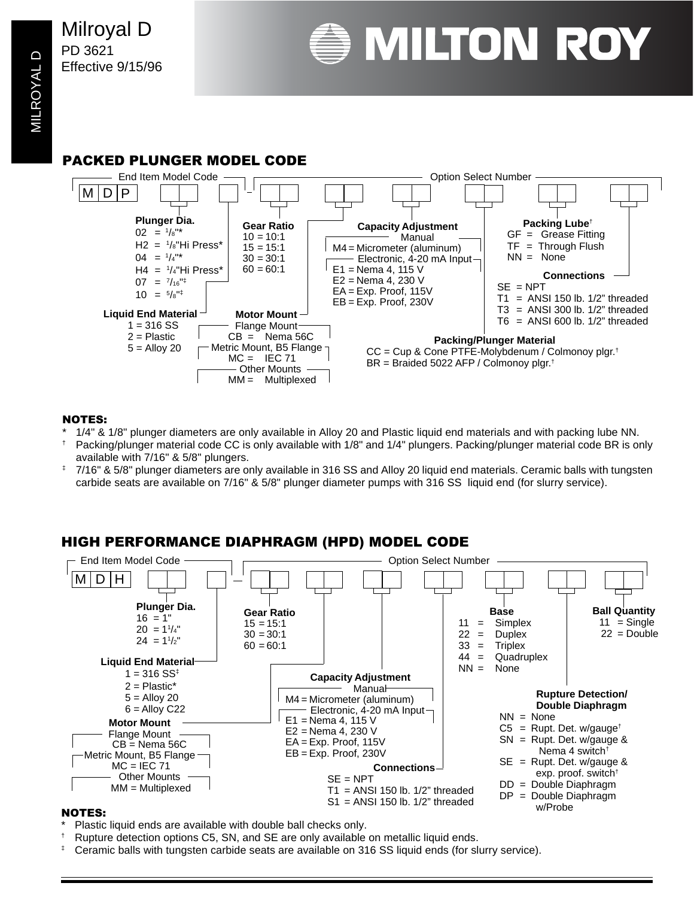Milroyal D
PD 3621
Effective 9/15/96

MILTON ROY

## PACKED PLUNGER MODEL CODE

End Item Model Code: M D P [ ][ ] [ ] – Option Select Number: [ ][ ] [ ][ ] [ ][ ] [ ][ ] [ ][ ] [ ][ ]

**Plunger Dia.**
- 02 = 1/8"*
- H2 = 1/8"Hi Press*
- 04 = 1/4"*
- H4 = 1/4"Hi Press*
- 07 = 7/16"‡
- 10 = 5/8"‡

**Liquid End Material**
- 1 = 316 SS
- 2 = Plastic
- 5 = Alloy 20

**Gear Ratio**
- 10 = 10:1
- 15 = 15:1
- 30 = 30:1
- 60 = 60:1

**Motor Mount**
- Flange Mount
  - CB = Nema 56C
- Metric Mount, B5 Flange
  - MC = IEC 71
- Other Mounts
  - MM = Multiplexed

**Capacity Adjustment**
- Manual
  - M4 = Micrometer (aluminum)
- Electronic, 4-20 mA Input
  - E1 = Nema 4, 115 V
  - E2 = Nema 4, 230 V
  - EA = Exp. Proof, 115V
  - EB = Exp. Proof, 230V

**Packing Lube**†
- GF = Grease Fitting
- TF = Through Flush
- NN = None

**Connections**
- SE = NPT
- T1 = ANSI 150 lb. 1/2" threaded
- T3 = ANSI 300 lb. 1/2" threaded
- T6 = ANSI 600 lb. 1/2" threaded

**Packing/Plunger Material**
- CC = Cup & Cone PTFE-Molybdenum / Colmonoy plgr.†
- BR = Braided 5022 AFP / Colmonoy plgr.†

### NOTES:

\* 1/4" & 1/8" plunger diameters are only available in Alloy 20 and Plastic liquid end materials and with packing lube NN.

† Packing/plunger material code CC is only available with 1/8" and 1/4" plungers. Packing/plunger material code BR is only available with 7/16" & 5/8" plungers.

‡ 7/16" & 5/8" plunger diameters are only available in 316 SS and Alloy 20 liquid end materials. Ceramic balls with tungsten carbide seats are available on 7/16" & 5/8" plunger diameter pumps with 316 SS liquid end (for slurry service).

## HIGH PERFORMANCE DIAPHRAGM (HPD) MODEL CODE

End Item Model Code: M D H [ ][ ] [ ] – Option Select Number: [ ][ ] [ ][ ] [ ][ ] [ ][ ] [ ][ ] [ ][ ] [ ][ ]

**Plunger Dia.**
- 16 = 1"
- 20 = 1 1/4"
- 24 = 1 1/2"

**Liquid End Material**
- 1 = 316 SS‡
- 2 = Plastic*
- 5 = Alloy 20
- 6 = Alloy C22

**Motor Mount**
- Flange Mount
  - CB = Nema 56C
- Metric Mount, B5 Flange
  - MC = IEC 71
- Other Mounts
  - MM = Multiplexed

**Gear Ratio**
- 15 = 15:1
- 30 = 30:1
- 60 = 60:1

**Capacity Adjustment**
- Manual
  - M4 = Micrometer (aluminum)
- Electronic, 4-20 mA Input
  - E1 = Nema 4, 115 V
  - E2 = Nema 4, 230 V
  - EA = Exp. Proof, 115V
  - EB = Exp. Proof, 230V

**Connections**
- SE = NPT
- T1 = ANSI 150 lb. 1/2" threaded
- S1 = ANSI 150 lb. 1/2" threaded

**Base**
- 11 = Simplex
- 22 = Duplex
- 33 = Triplex
- 44 = Quadruplex
- NN = None

**Rupture Detection/ Double Diaphragm**
- NN = None
- C5 = Rupt. Det. w/gauge†
- SN = Rupt. Det. w/gauge & Nema 4 switch†
- SE = Rupt. Det. w/gauge & exp. proof. switch†
- DD = Double Diaphragm
- DP = Double Diaphragm w/Probe

**Ball Quantity**
- 11 = Single
- 22 = Double

### NOTES:

\* Plastic liquid ends are available with double ball checks only.

† Rupture detection options C5, SN, and SE are only available on metallic liquid ends.

‡ Ceramic balls with tungsten carbide seats are available on 316 SS liquid ends (for slurry service).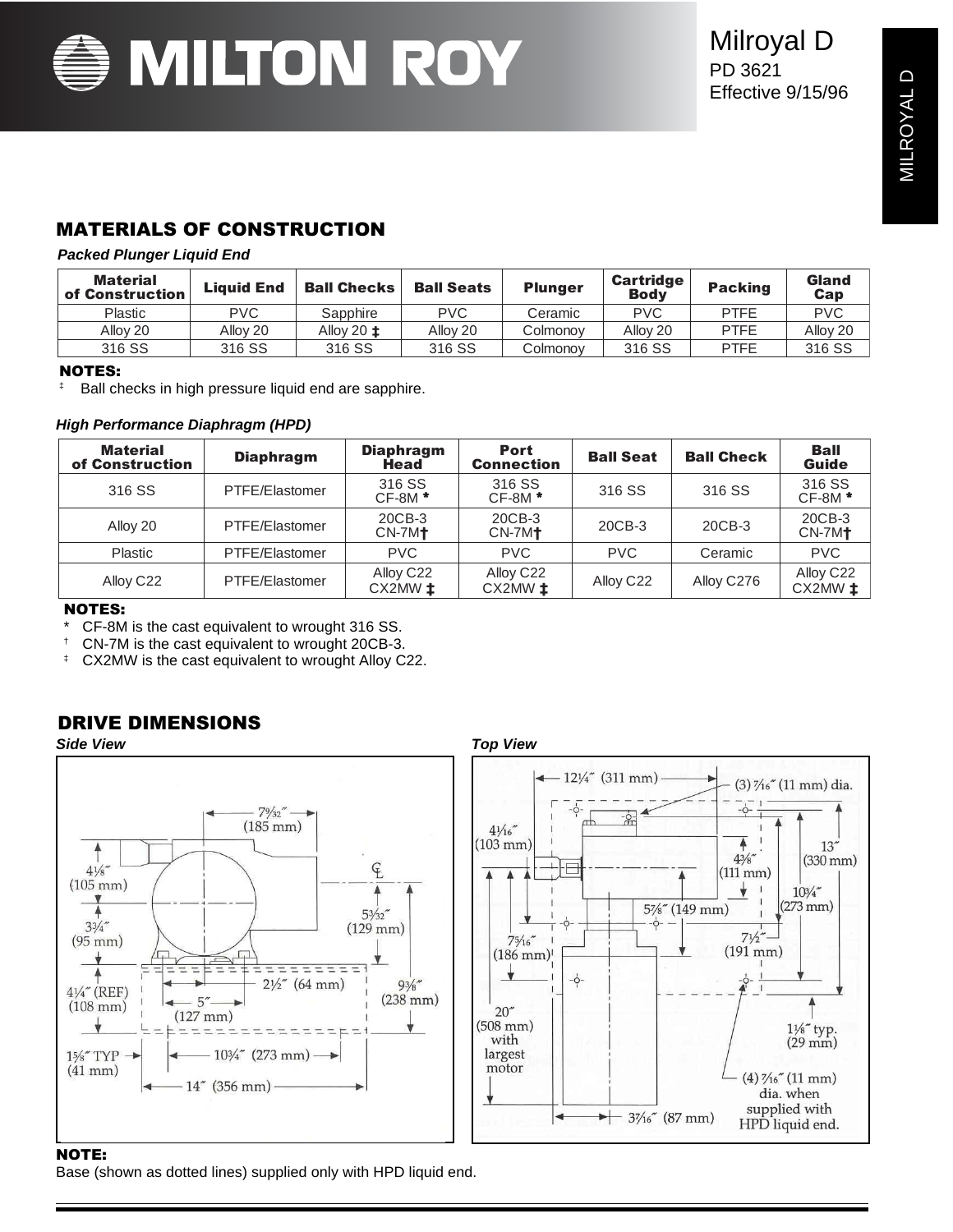Milroyal D
PD 3621
Effective 9/15/96

## MATERIALS OF CONSTRUCTION

***Packed Plunger Liquid End***

| Material of Construction | Liquid End | Ball Checks | Ball Seats | Plunger | Cartridge Body | Packing | Gland Cap |
|---|---|---|---|---|---|---|---|
| Plastic | PVC | Sapphire | PVC | Ceramic | PVC | PTFE | PVC |
| Alloy 20 | Alloy 20 | Alloy 20 ‡ | Alloy 20 | Colmonoy | Alloy 20 | PTFE | Alloy 20 |
| 316 SS | 316 SS | 316 SS | 316 SS | Colmonoy | 316 SS | PTFE | 316 SS |

**NOTES:**

‡ Ball checks in high pressure liquid end are sapphire.

***High Performance Diaphragm (HPD)***

| Material of Construction | Diaphragm | Diaphragm Head | Port Connection | Ball Seat | Ball Check | Ball Guide |
|---|---|---|---|---|---|---|
| 316 SS | PTFE/Elastomer | 316 SS CF-8M * | 316 SS CF-8M * | 316 SS | 316 SS | 316 SS CF-8M * |
| Alloy 20 | PTFE/Elastomer | 20CB-3 CN-7M† | 20CB-3 CN-7M† | 20CB-3 | 20CB-3 | 20CB-3 CN-7M† |
| Plastic | PTFE/Elastomer | PVC | PVC | PVC | Ceramic | PVC |
| Alloy C22 | PTFE/Elastomer | Alloy C22 CX2MW ‡ | Alloy C22 CX2MW ‡ | Alloy C22 | Alloy C276 | Alloy C22 CX2MW ‡ |

**NOTES:**

\* CF-8M is the cast equivalent to wrought 316 SS.
† CN-7M is the cast equivalent to wrought 20CB-3.
‡ CX2MW is the cast equivalent to wrought Alloy C22.

## DRIVE DIMENSIONS

***Side View***

7⁹⁄₃₂" (185 mm); 4⅛" (105 mm); 3¾" (95 mm); 5³⁄₃₂" (129 mm); ℄; 4¼" (REF) (108 mm); 2½" (64 mm); 5" (127 mm); 9⅜" (238 mm); 1⅝" TYP (41 mm); 10¾" (273 mm); 14" (356 mm)

***Top View***

12¼" (311 mm); (3) ⁷⁄₁₆" (11 mm) dia.; 4¹⁄₁₆" (103 mm); 4⅜" (111 mm); 13" (330 mm); 10¾" (273 mm); 5⅞" (149 mm); 7⁵⁄₁₆" (186 mm); 7½" (191 mm); 20" (508 mm) with largest motor; 1⅛" typ. (29 mm); (4) ⁷⁄₁₆" (11 mm) dia. when supplied with HPD liquid end.; 3⁷⁄₁₆" (87 mm)

**NOTE:**

Base (shown as dotted lines) supplied only with HPD liquid end.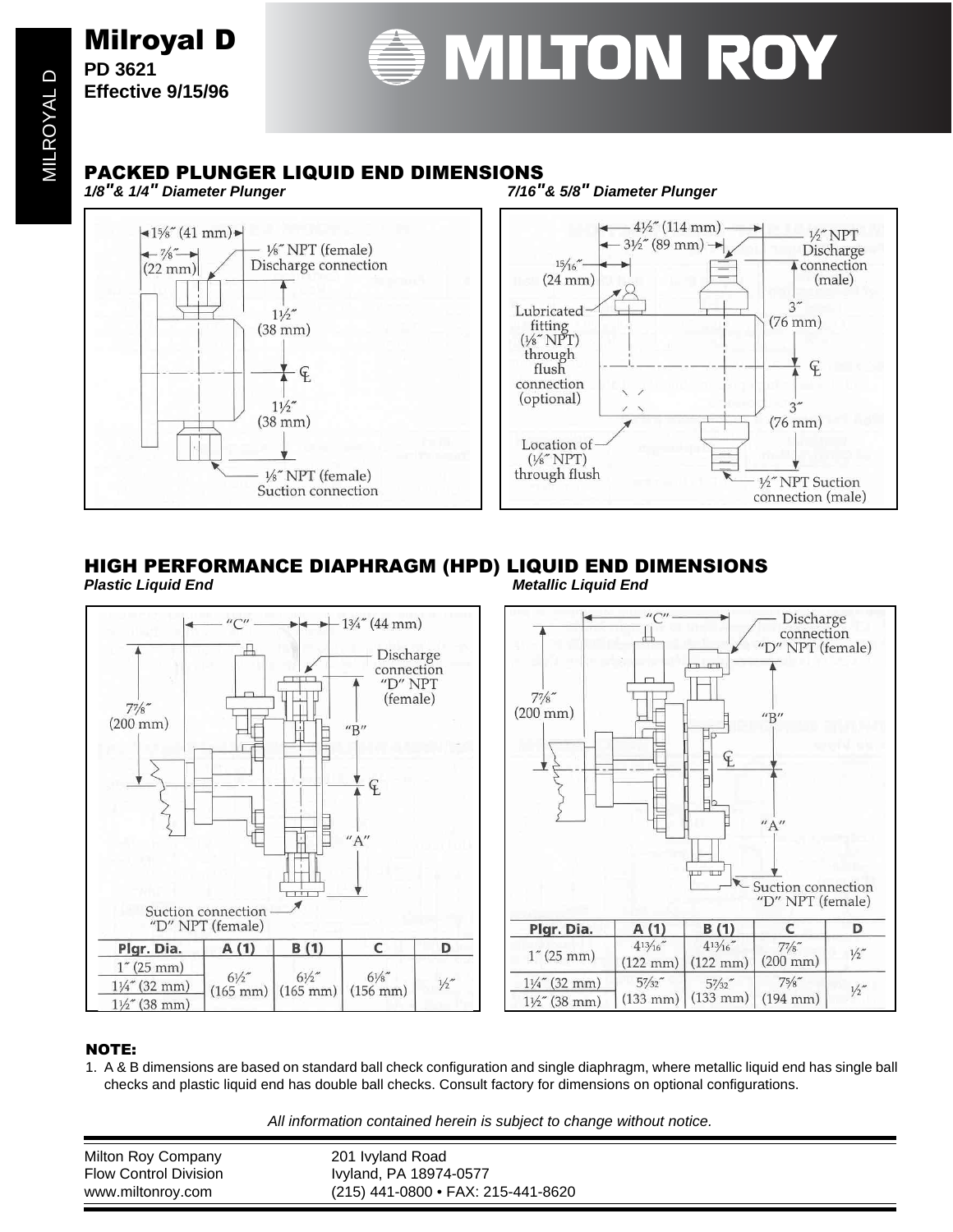# Milroyal D

**PD 3621**
**Effective 9/15/96**

MILTON ROY

## PACKED PLUNGER LIQUID END DIMENSIONS

*1/8" & 1/4" Diameter Plunger*

1⅝" (41 mm)
⅞" (22 mm)
⅛" NPT (female) Discharge connection
1½" (38 mm)
℄
1½" (38 mm)
⅛" NPT (female) Suction connection

*7/16" & 5/8" Diameter Plunger*

4½" (114 mm)
3½" (89 mm)
15/16" (24 mm)
½" NPT Discharge connection (male)
Lubricated fitting (⅛" NPT) through flush connection (optional)
3" (76 mm)
℄
3" (76 mm)
Location of (⅛" NPT) through flush
½" NPT Suction connection (male)

## HIGH PERFORMANCE DIAPHRAGM (HPD) LIQUID END DIMENSIONS

*Plastic Liquid End*

"C"
1¾" (44 mm)
7⅞" (200 mm)
Discharge connection "D" NPT (female)
"B"
℄
"A"
Suction connection "D" NPT (female)

| Plgr. Dia. | A (1) | B (1) | C | D |
|---|---|---|---|---|
| 1" (25 mm)<br>1¼" (32 mm)<br>1½" (38 mm) | 6½" (165 mm) | 6½" (165 mm) | 6⅛" (156 mm) | ½" |

*Metallic Liquid End*

"C"
Discharge connection "D" NPT (female)
7⅞" (200 mm)
"B"
℄
"A"
Suction connection "D" NPT (female)

| Plgr. Dia. | A (1) | B (1) | C | D |
|---|---|---|---|---|
| 1" (25 mm) | 4 13/16" (122 mm) | 4 13/16" (122 mm) | 7⅞" (200 mm) | ½" |
| 1¼" (32 mm)<br>1½" (38 mm) | 5 7/32" (133 mm) | 5 7/32" (133 mm) | 7⅝" (194 mm) | ½" |

**NOTE:**

1. A & B dimensions are based on standard ball check configuration and single diaphragm, where metallic liquid end has single ball checks and plastic liquid end has double ball checks. Consult factory for dimensions on optional configurations.

*All information contained herein is subject to change without notice.*

Milton Roy Company
Flow Control Division
www.miltonroy.com

201 Ivyland Road
Ivyland, PA 18974-0577
(215) 441-0800 • FAX: 215-441-8620